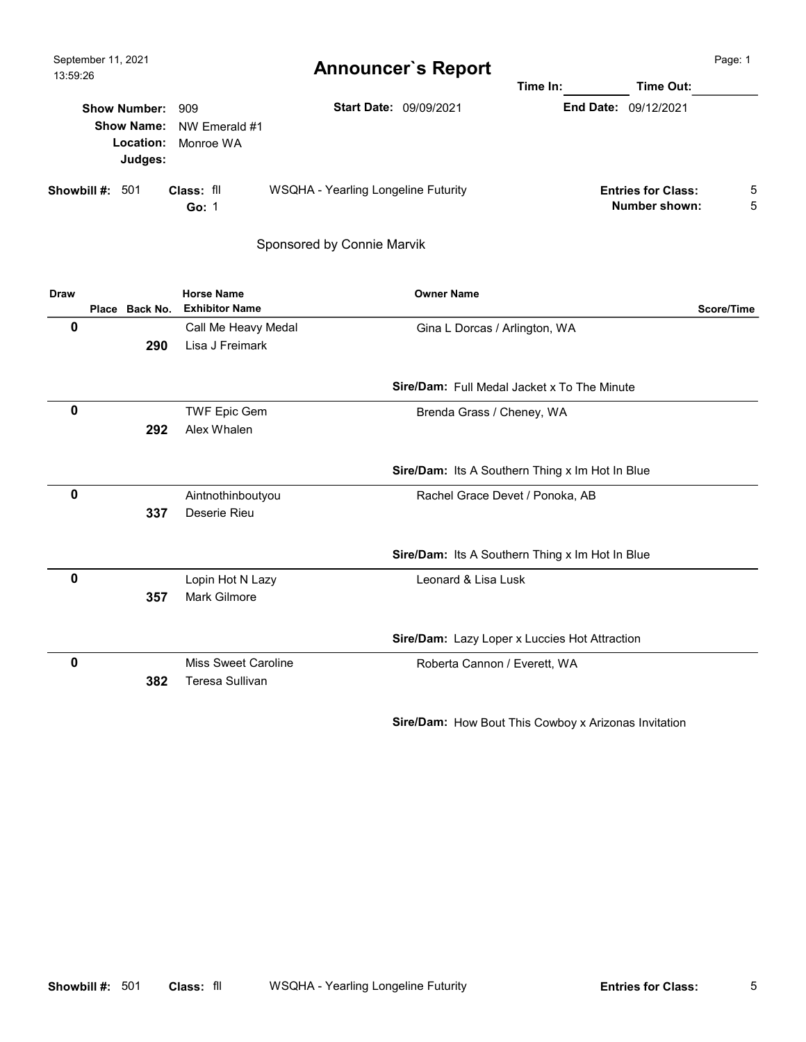September 11, 2021
13:59:26

# Announcer`s Report

Time In: __________ Time Out: __________

**Show Number:** 909
**Show Name:** NW Emerald #1
**Location:** Monroe WA
**Judges:**

**Start Date:** 09/09/2021
**End Date:** 09/12/2021

**Showbill #:** 501 **Class:** fll WSQHA - Yearling Longeline Futurity
**Go:** 1

**Entries for Class:** 5
**Number shown:** 5

Sponsored by Connie Marvik

| Draw | Place | Back No. | Horse Name / Exhibitor Name | Owner Name | Score/Time |
|---|---|---|---|---|---|
| **0** | | **290** | Call Me Heavy Medal / Lisa J Freimark | Gina L Dorcas / Arlington, WA<br>**Sire/Dam:** Full Medal Jacket x To The Minute | |
| **0** | | **292** | TWF Epic Gem / Alex Whalen | Brenda Grass / Cheney, WA<br>**Sire/Dam:** Its A Southern Thing x Im Hot In Blue | |
| **0** | | **337** | Aintnothinboutyou / Deserie Rieu | Rachel Grace Devet / Ponoka, AB<br>**Sire/Dam:** Its A Southern Thing x Im Hot In Blue | |
| **0** | | **357** | Lopin Hot N Lazy / Mark Gilmore | Leonard & Lisa Lusk<br>**Sire/Dam:** Lazy Loper x Luccies Hot Attraction | |
| **0** | | **382** | Miss Sweet Caroline / Teresa Sullivan | Roberta Cannon / Everett, WA<br>**Sire/Dam:** How Bout This Cowboy x Arizonas Invitation | |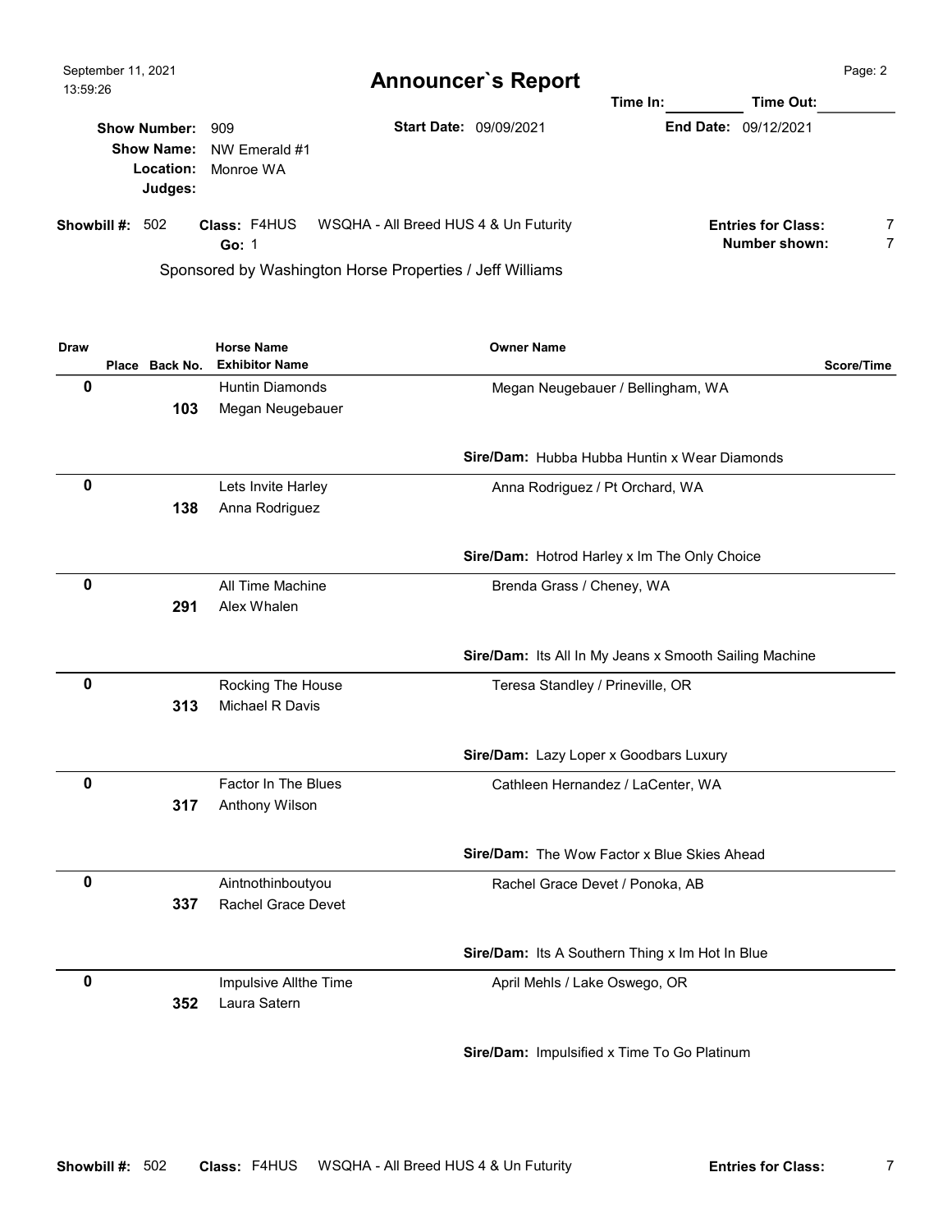September 11, 2021
13:59:26

# Announcer`s Report

Time In: __________ Time Out: __________

**Show Number:** 909
**Show Name:** NW Emerald #1
**Location:** Monroe WA
**Judges:**

**Start Date:** 09/09/2021
**End Date:** 09/12/2021

**Showbill #:** 502 **Class:** F4HUS WSQHA - All Breed HUS 4 & Un Futurity
**Go:** 1

**Entries for Class:** 7
**Number shown:** 7

Sponsored by Washington Horse Properties / Jeff Williams

| Draw | Place | Back No. | Horse Name / Exhibitor Name | Owner Name | Sire/Dam | Score/Time |
|---|---|---|---|---|---|---|
| 0 | | 103 | Huntin Diamonds / Megan Neugebauer | Megan Neugebauer / Bellingham, WA | Hubba Hubba Huntin x Wear Diamonds | |
| 0 | | 138 | Lets Invite Harley / Anna Rodriguez | Anna Rodriguez / Pt Orchard, WA | Hotrod Harley x Im The Only Choice | |
| 0 | | 291 | All Time Machine / Alex Whalen | Brenda Grass / Cheney, WA | Its All In My Jeans x Smooth Sailing Machine | |
| 0 | | 313 | Rocking The House / Michael R Davis | Teresa Standley / Prineville, OR | Lazy Loper x Goodbars Luxury | |
| 0 | | 317 | Factor In The Blues / Anthony Wilson | Cathleen Hernandez / LaCenter, WA | The Wow Factor x Blue Skies Ahead | |
| 0 | | 337 | Aintnothinboutyou / Rachel Grace Devet | Rachel Grace Devet / Ponoka, AB | Its A Southern Thing x Im Hot In Blue | |
| 0 | | 352 | Impulsive Allthe Time / Laura Satern | April Mehls / Lake Oswego, OR | Impulsified x Time To Go Platinum | |

**Showbill #:** 502 **Class:** F4HUS WSQHA - All Breed HUS 4 & Un Futurity **Entries for Class:** 7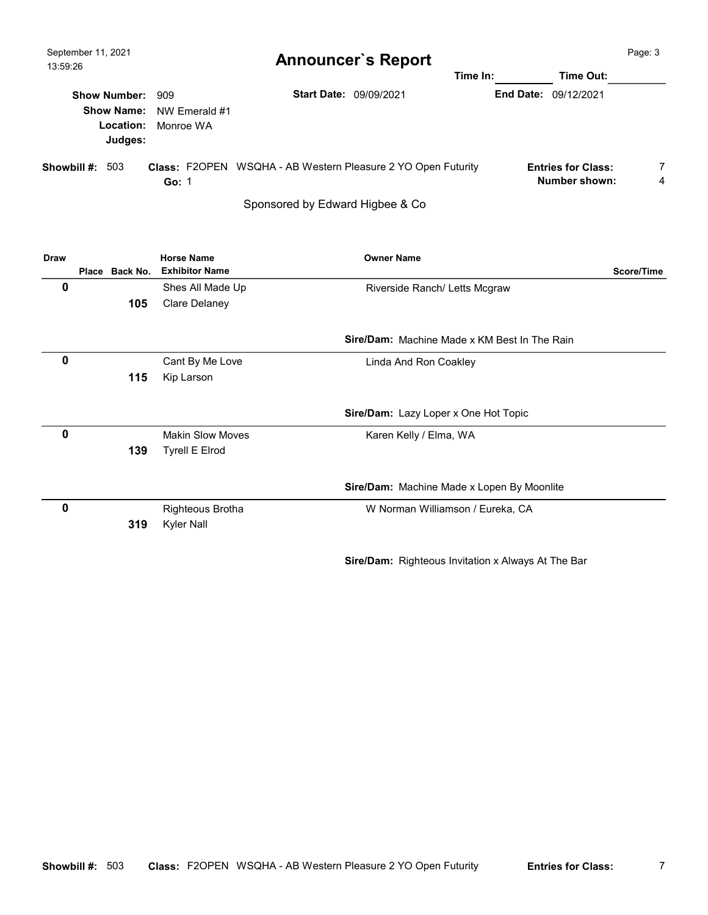# Announcer`s Report

September 11, 2021
13:59:26

Time In: __________ Time Out: __________

**Show Number:** 909 **Start Date:** 09/09/2021 **End Date:** 09/12/2021
**Show Name:** NW Emerald #1
**Location:** Monroe WA
**Judges:**

**Showbill #:** 503 **Class:** F2OPEN WSQHA - AB Western Pleasure 2 YO Open Futurity **Entries for Class:** 7
**Go:** 1 **Number shown:** 4

Sponsored by Edward Higbee & Co

| Draw | Place | Back No. | Horse Name / Exhibitor Name | Owner Name | Score/Time |
|---|---|---|---|---|---|
| 0 | | 105 | Shes All Made Up / Clare Delaney | Riverside Ranch/ Letts Mcgraw<br>**Sire/Dam:** Machine Made x KM Best In The Rain | |
| 0 | | 115 | Cant By Me Love / Kip Larson | Linda And Ron Coakley<br>**Sire/Dam:** Lazy Loper x One Hot Topic | |
| 0 | | 139 | Makin Slow Moves / Tyrell E Elrod | Karen Kelly / Elma, WA<br>**Sire/Dam:** Machine Made x Lopen By Moonlite | |
| 0 | | 319 | Righteous Brotha / Kyler Nall | W Norman Williamson / Eureka, CA<br>**Sire/Dam:** Righteous Invitation x Always At The Bar | |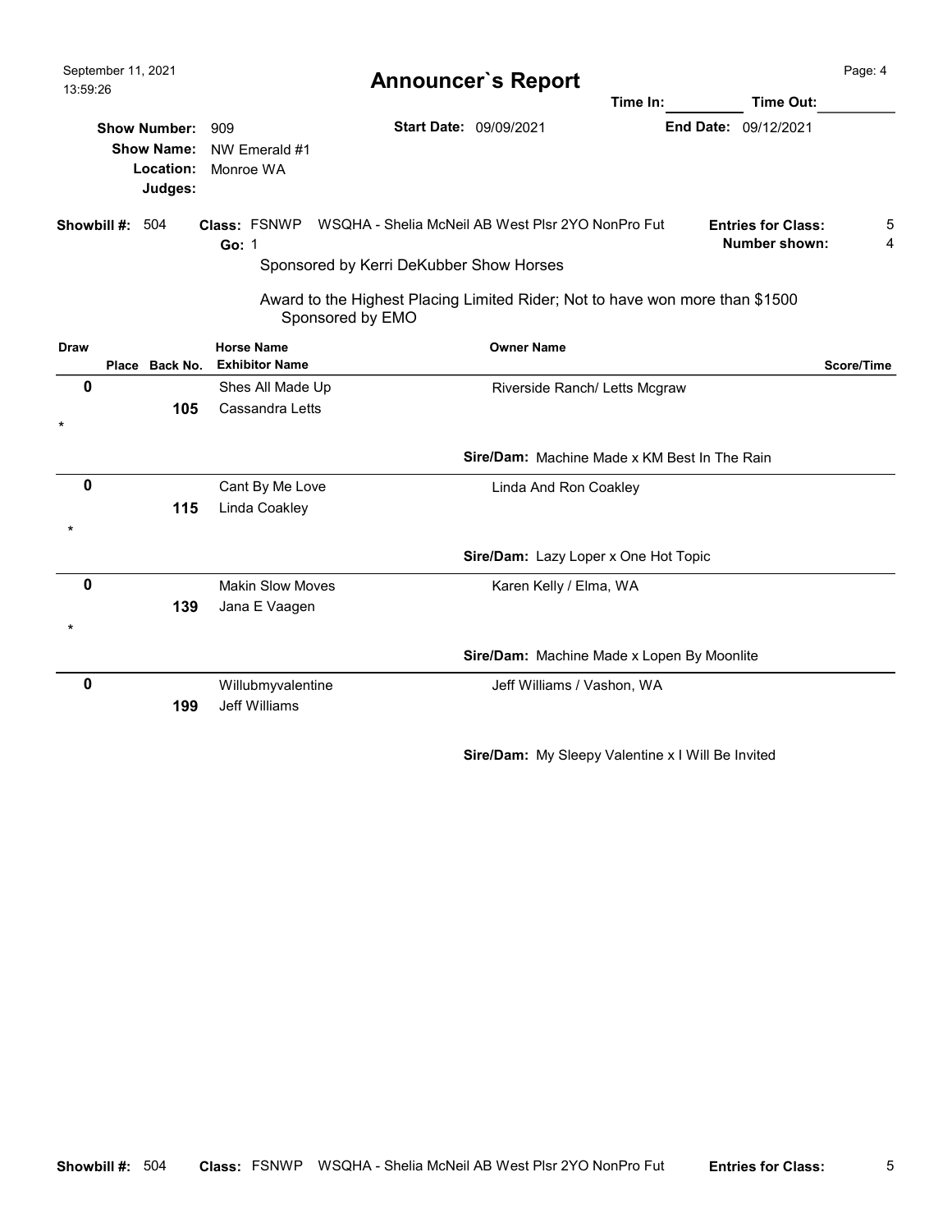September 11, 2021
13:59:26

# Announcer`s Report

Time In: __________ Time Out: __________

**Show Number:** 909 **Start Date:** 09/09/2021 **End Date:** 09/12/2021
**Show Name:** NW Emerald #1
**Location:** Monroe WA
**Judges:**

**Showbill #:** 504 **Class:** FSNWP WSQHA - Shelia McNeil AB West Plsr 2YO NonPro Fut **Entries for Class:** 5
**Go:** 1 **Number shown:** 4

Sponsored by Kerri DeKubber Show Horses

Award to the Highest Placing Limited Rider; Not to have won more than $1500
Sponsored by EMO

| Draw | Place | Back No. | Horse Name / Exhibitor Name | Owner Name | Score/Time |
|---|---|---|---|---|---|
| 0 | | 105 | Shes All Made Up / Cassandra Letts | Riverside Ranch/ Letts Mcgraw | |
| * | | | | **Sire/Dam:** Machine Made x KM Best In The Rain | |
| 0 | | 115 | Cant By Me Love / Linda Coakley | Linda And Ron Coakley | |
| * | | | | **Sire/Dam:** Lazy Loper x One Hot Topic | |
| 0 | | 139 | Makin Slow Moves / Jana E Vaagen | Karen Kelly / Elma, WA | |
| * | | | | **Sire/Dam:** Machine Made x Lopen By Moonlite | |
| 0 | | 199 | Willubmyvalentine / Jeff Williams | Jeff Williams / Vashon, WA | |
| | | | | **Sire/Dam:** My Sleepy Valentine x I Will Be Invited | |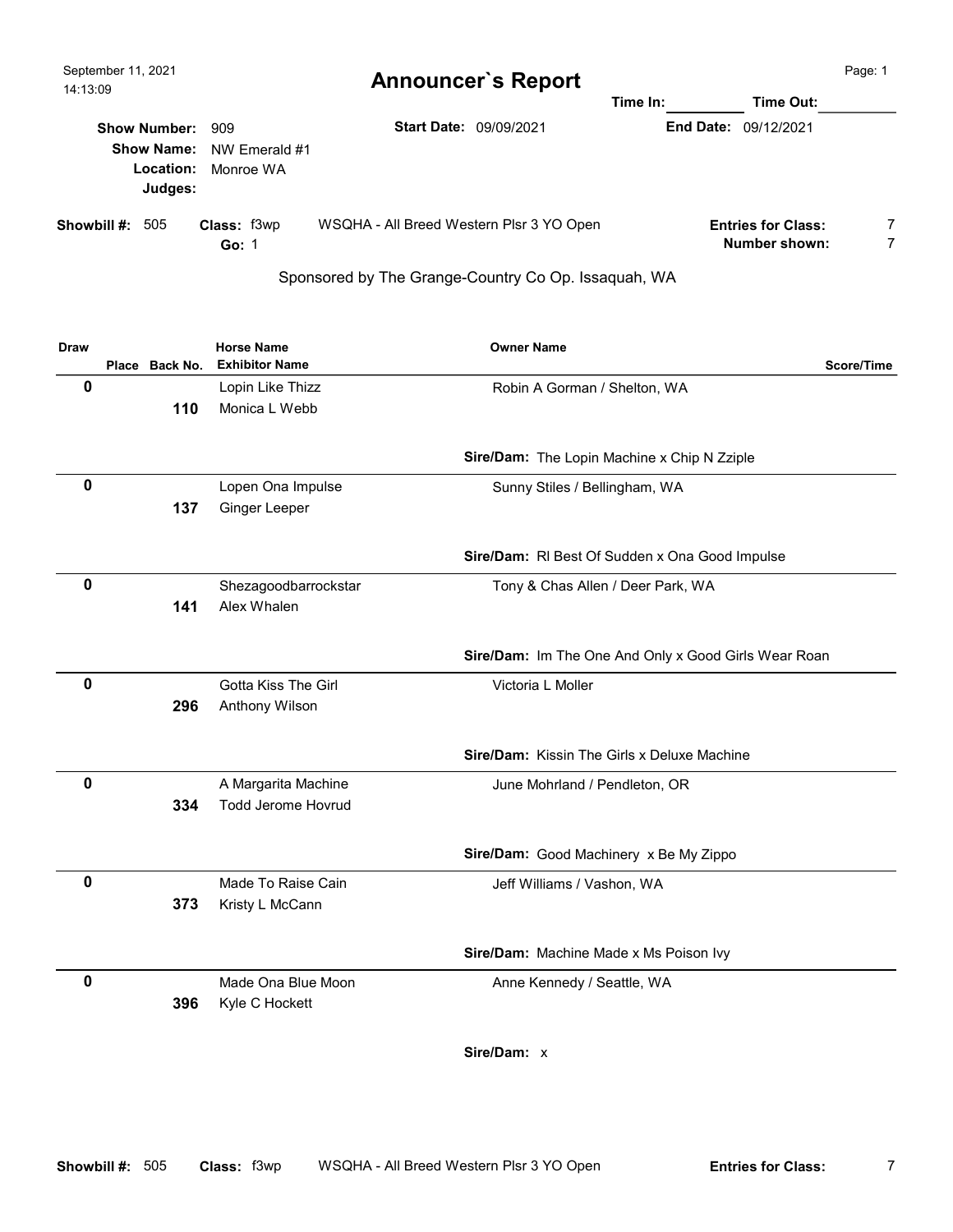September 11, 2021
14:13:09

# Announcer`s Report

**Time In:** ________ **Time Out:** ________

**Show Number:** 909
**Show Name:** NW Emerald #1
**Location:** Monroe WA
**Judges:**

**Start Date:** 09/09/2021 **End Date:** 09/12/2021

**Showbill #:** 505 **Class:** f3wp WSQHA - All Breed Western Plsr 3 YO Open **Entries for Class:** 7
**Go:** 1 **Number shown:** 7

Sponsored by The Grange-Country Co Op. Issaquah, WA

| Draw | Place | Back No. | Horse Name / Exhibitor Name | Owner Name | Score/Time |
|---|---|---|---|---|---|
| 0 | | 110 | Lopin Like Thizz / Monica L Webb | Robin A Gorman / Shelton, WA<br>**Sire/Dam:** The Lopin Machine x Chip N Zziple | |
| 0 | | 137 | Lopen Ona Impulse / Ginger Leeper | Sunny Stiles / Bellingham, WA<br>**Sire/Dam:** Rl Best Of Sudden x Ona Good Impulse | |
| 0 | | 141 | Shezagoodbarrockstar / Alex Whalen | Tony & Chas Allen / Deer Park, WA<br>**Sire/Dam:** Im The One And Only x Good Girls Wear Roan | |
| 0 | | 296 | Gotta Kiss The Girl / Anthony Wilson | Victoria L Moller<br>**Sire/Dam:** Kissin The Girls x Deluxe Machine | |
| 0 | | 334 | A Margarita Machine / Todd Jerome Hovrud | June Mohrland / Pendleton, OR<br>**Sire/Dam:** Good Machinery x Be My Zippo | |
| 0 | | 373 | Made To Raise Cain / Kristy L McCann | Jeff Williams / Vashon, WA<br>**Sire/Dam:** Machine Made x Ms Poison Ivy | |
| 0 | | 396 | Made Ona Blue Moon / Kyle C Hockett | Anne Kennedy / Seattle, WA<br>**Sire/Dam:** x | |

**Showbill #:** 505 **Class:** f3wp WSQHA - All Breed Western Plsr 3 YO Open **Entries for Class:** 7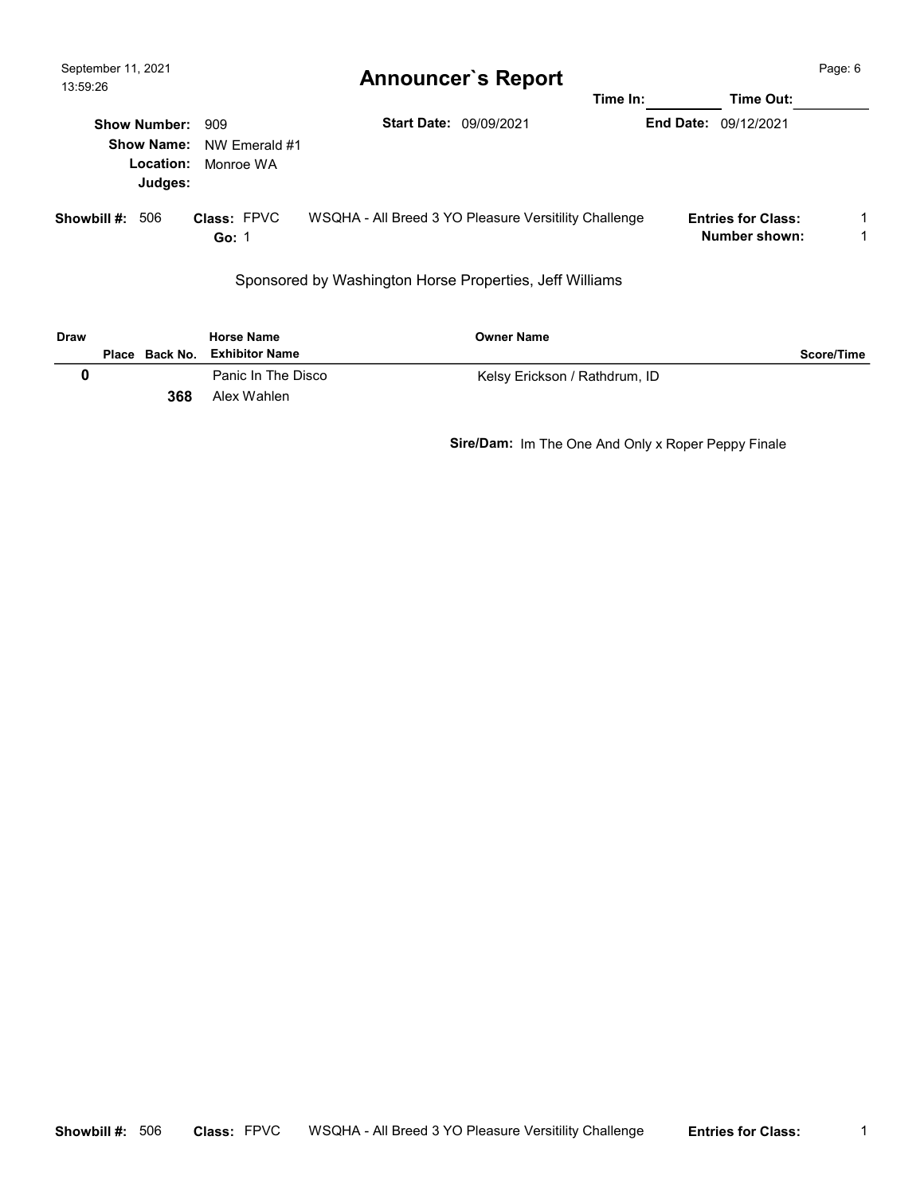September 11, 2021
13:59:26

# Announcer`s Report

Time In: __________ Time Out: __________

**Show Number:** 909
**Show Name:** NW Emerald #1
**Location:** Monroe WA
**Judges:**

**Start Date:** 09/09/2021 **End Date:** 09/12/2021

**Showbill #:** 506 **Class:** FPVC WSQHA - All Breed 3 YO Pleasure Versitility Challenge **Entries for Class:** 1
**Go:** 1 **Number shown:** 1

Sponsored by Washington Horse Properties, Jeff Williams

| Draw | Place | Back No. | Horse Name / Exhibitor Name | Owner Name | Score/Time |
|---|---|---|---|---|---|
| 0 | | 368 | Panic In The Disco / Alex Wahlen | Kelsy Erickson / Rathdrum, ID | |

**Sire/Dam:** Im The One And Only x Roper Peppy Finale